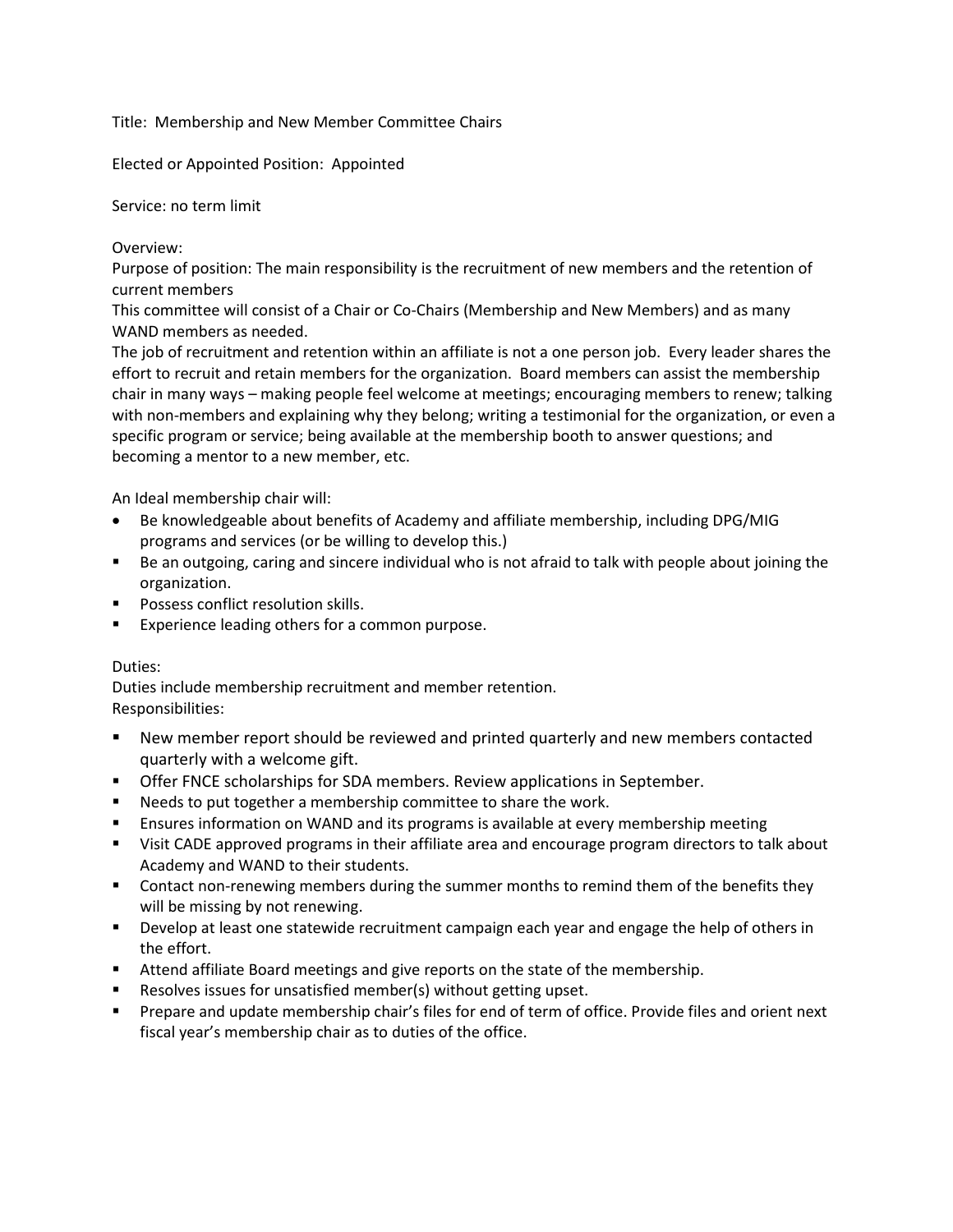Title: Membership and New Member Committee Chairs

Elected or Appointed Position: Appointed

Service: no term limit

Overview:
Purpose of position: The main responsibility is the recruitment of new members and the retention of current members
This committee will consist of a Chair or Co-Chairs (Membership and New Members) and as many WAND members as needed.
The job of recruitment and retention within an affiliate is not a one person job. Every leader shares the effort to recruit and retain members for the organization. Board members can assist the membership chair in many ways – making people feel welcome at meetings; encouraging members to renew; talking with non-members and explaining why they belong; writing a testimonial for the organization, or even a specific program or service; being available at the membership booth to answer questions; and becoming a mentor to a new member, etc.

An Ideal membership chair will:

- Be knowledgeable about benefits of Academy and affiliate membership, including DPG/MIG programs and services (or be willing to develop this.)
- Be an outgoing, caring and sincere individual who is not afraid to talk with people about joining the organization.
- Possess conflict resolution skills.
- Experience leading others for a common purpose.

Duties:
Duties include membership recruitment and member retention.
Responsibilities:

- New member report should be reviewed and printed quarterly and new members contacted quarterly with a welcome gift.
- Offer FNCE scholarships for SDA members. Review applications in September.
- Needs to put together a membership committee to share the work.
- Ensures information on WAND and its programs is available at every membership meeting
- Visit CADE approved programs in their affiliate area and encourage program directors to talk about Academy and WAND to their students.
- Contact non-renewing members during the summer months to remind them of the benefits they will be missing by not renewing.
- Develop at least one statewide recruitment campaign each year and engage the help of others in the effort.
- Attend affiliate Board meetings and give reports on the state of the membership.
- Resolves issues for unsatisfied member(s) without getting upset.
- Prepare and update membership chair's files for end of term of office. Provide files and orient next fiscal year's membership chair as to duties of the office.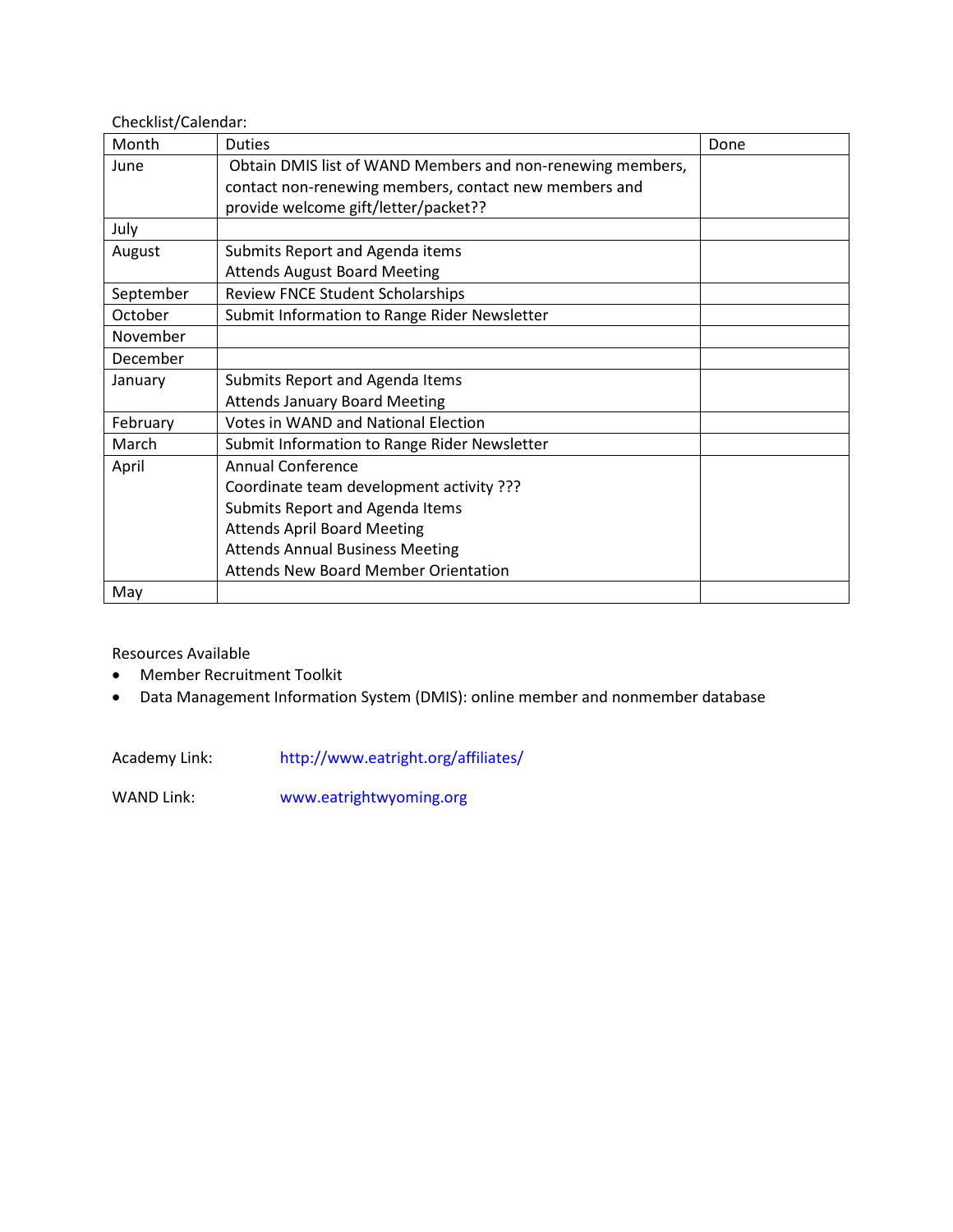Checklist/Calendar:

| Month | Duties | Done |
|---|---|---|
| June | Obtain DMIS list of WAND Members and non-renewing members, contact non-renewing members, contact new members and provide welcome gift/letter/packet?? | |
| July | | |
| August | Submits Report and Agenda items<br>Attends August Board Meeting | |
| September | Review FNCE Student Scholarships | |
| October | Submit Information to Range Rider Newsletter | |
| November | | |
| December | | |
| January | Submits Report and Agenda Items<br>Attends January Board Meeting | |
| February | Votes in WAND and National Election | |
| March | Submit Information to Range Rider Newsletter | |
| April | Annual Conference<br>Coordinate team development activity ???<br>Submits Report and Agenda Items<br>Attends April Board Meeting<br>Attends Annual Business Meeting<br>Attends New Board Member Orientation | |
| May | | |

Resources Available

- Member Recruitment Toolkit
- Data Management Information System (DMIS): online member and nonmember database

Academy Link: http://www.eatright.org/affiliates/

WAND Link: www.eatrightwyoming.org